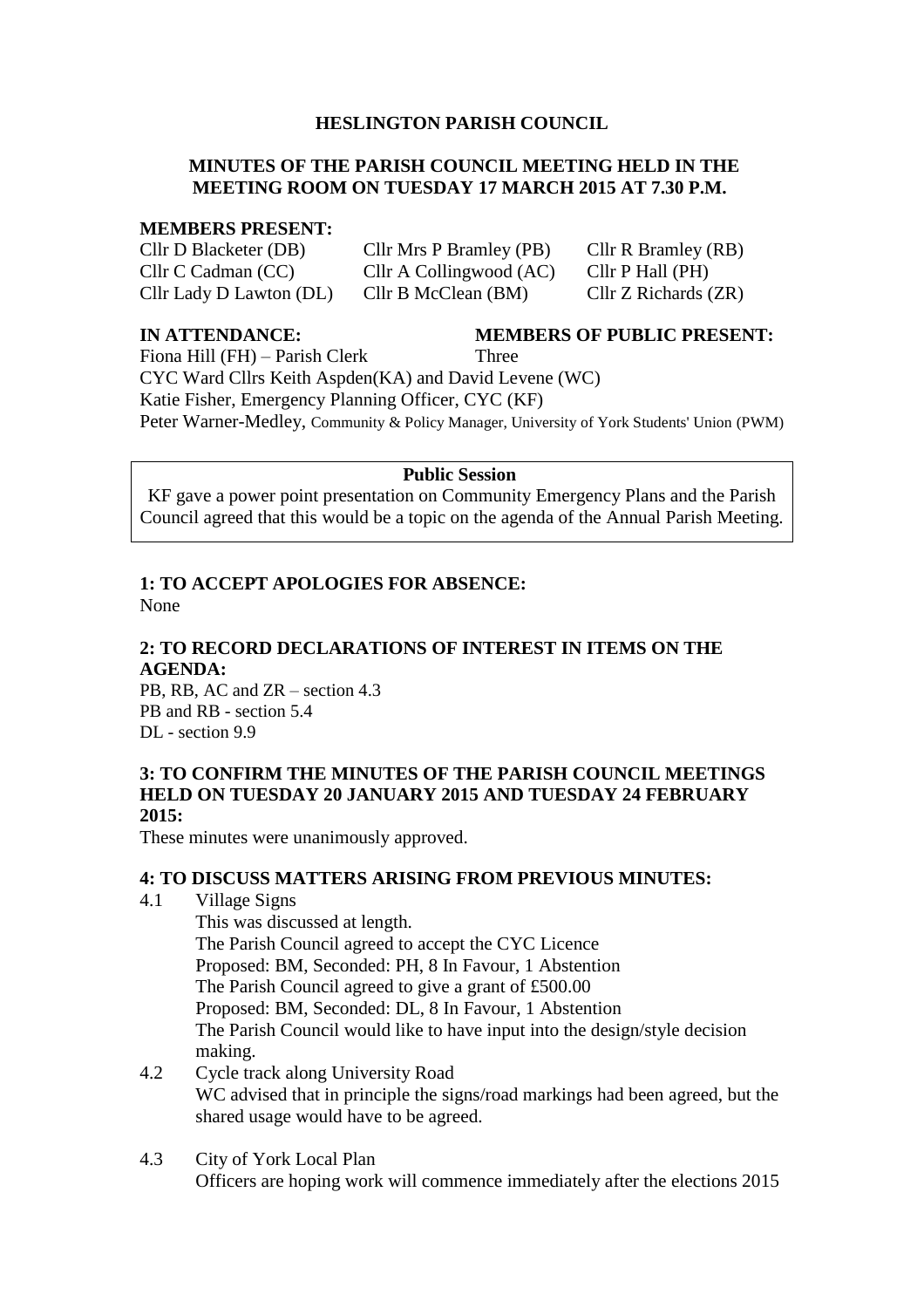# HESLINGTON PARISH COUNCIL

## MINUTES OF THE PARISH COUNCIL MEETING HELD IN THE MEETING ROOM ON TUESDAY 17 MARCH 2015 AT 7.30 P.M.

**MEMBERS PRESENT:**

Cllr D Blacketer (DB)
Cllr Mrs P Bramley (PB)
Cllr R Bramley (RB)
Cllr C Cadman (CC)
Cllr A Collingwood (AC)
Cllr P Hall (PH)
Cllr Lady D Lawton (DL)
Cllr B McClean (BM)
Cllr Z Richards (ZR)

**IN ATTENDANCE:**

Fiona Hill (FH) – Parish Clerk
CYC Ward Cllrs Keith Aspden(KA) and David Levene (WC)
Katie Fisher, Emergency Planning Officer, CYC (KF)
Peter Warner-Medley, Community & Policy Manager, University of York Students' Union (PWM)

**MEMBERS OF PUBLIC PRESENT:** Three

**Public Session**

KF gave a power point presentation on Community Emergency Plans and the Parish Council agreed that this would be a topic on the agenda of the Annual Parish Meeting.

### 1: TO ACCEPT APOLOGIES FOR ABSENCE:

None

### 2: TO RECORD DECLARATIONS OF INTEREST IN ITEMS ON THE AGENDA:

PB, RB, AC and ZR – section 4.3
PB and RB - section 5.4
DL - section 9.9

### 3: TO CONFIRM THE MINUTES OF THE PARISH COUNCIL MEETINGS HELD ON TUESDAY 20 JANUARY 2015 AND TUESDAY 24 FEBRUARY 2015:

These minutes were unanimously approved.

### 4: TO DISCUSS MATTERS ARISING FROM PREVIOUS MINUTES:

4.1 Village Signs
This was discussed at length.
The Parish Council agreed to accept the CYC Licence
Proposed: BM, Seconded: PH, 8 In Favour, 1 Abstention
The Parish Council agreed to give a grant of £500.00
Proposed: BM, Seconded: DL, 8 In Favour, 1 Abstention
The Parish Council would like to have input into the design/style decision making.

4.2 Cycle track along University Road
WC advised that in principle the signs/road markings had been agreed, but the shared usage would have to be agreed.

4.3 City of York Local Plan
Officers are hoping work will commence immediately after the elections 2015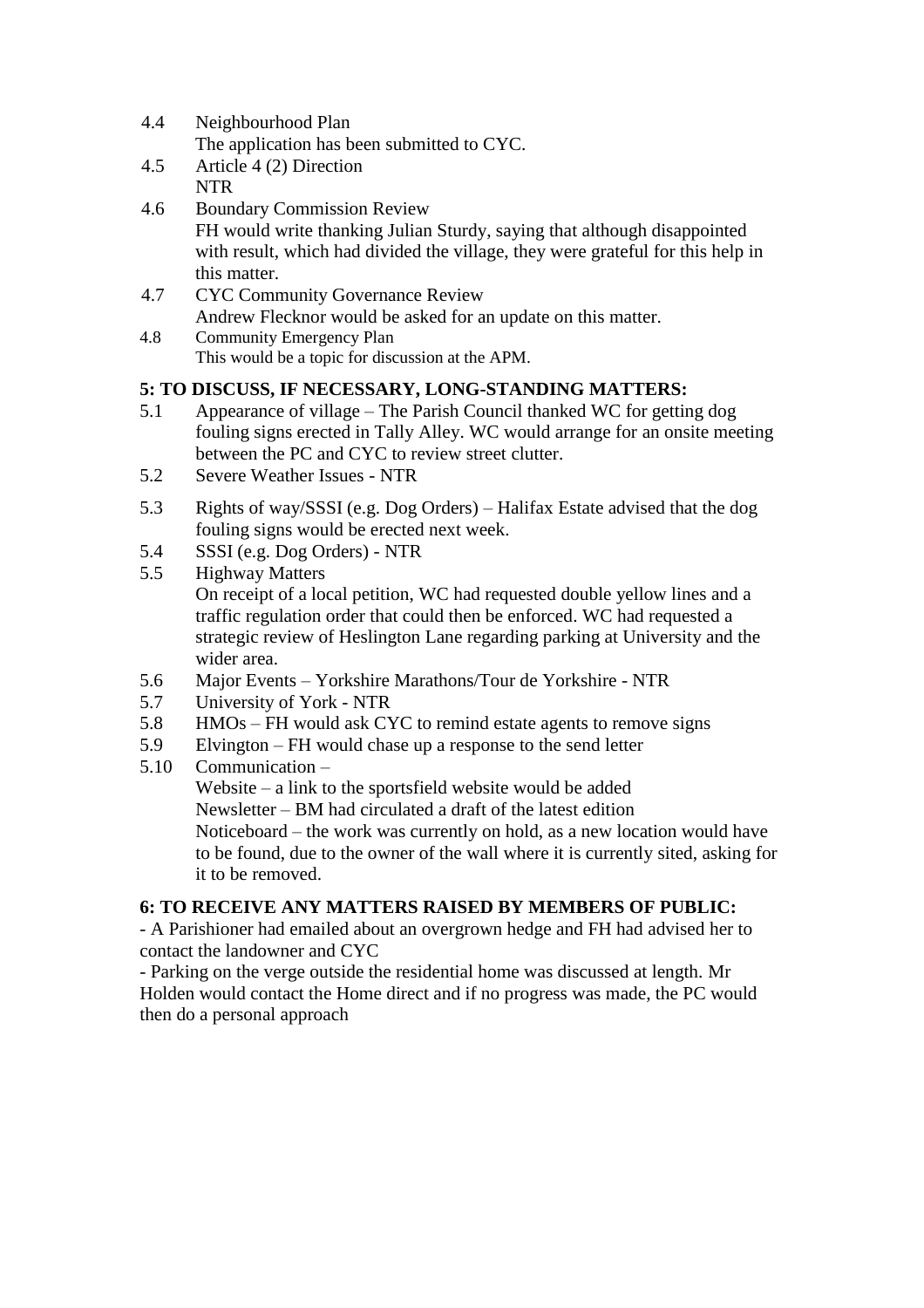4.4 Neighbourhood Plan
The application has been submitted to CYC.

4.5 Article 4 (2) Direction
NTR

4.6 Boundary Commission Review
FH would write thanking Julian Sturdy, saying that although disappointed with result, which had divided the village, they were grateful for this help in this matter.

4.7 CYC Community Governance Review
Andrew Flecknor would be asked for an update on this matter.

4.8 Community Emergency Plan
This would be a topic for discussion at the APM.

**5: TO DISCUSS, IF NECESSARY, LONG-STANDING MATTERS:**

5.1 Appearance of village – The Parish Council thanked WC for getting dog fouling signs erected in Tally Alley. WC would arrange for an onsite meeting between the PC and CYC to review street clutter.

5.2 Severe Weather Issues - NTR

5.3 Rights of way/SSSI (e.g. Dog Orders) – Halifax Estate advised that the dog fouling signs would be erected next week.

5.4 SSSI (e.g. Dog Orders) - NTR

5.5 Highway Matters
On receipt of a local petition, WC had requested double yellow lines and a traffic regulation order that could then be enforced. WC had requested a strategic review of Heslington Lane regarding parking at University and the wider area.

5.6 Major Events – Yorkshire Marathons/Tour de Yorkshire - NTR

5.7 University of York - NTR

5.8 HMOs – FH would ask CYC to remind estate agents to remove signs

5.9 Elvington – FH would chase up a response to the send letter

5.10 Communication –
Website – a link to the sportsfield website would be added
Newsletter – BM had circulated a draft of the latest edition
Noticeboard – the work was currently on hold, as a new location would have to be found, due to the owner of the wall where it is currently sited, asking for it to be removed.

**6: TO RECEIVE ANY MATTERS RAISED BY MEMBERS OF PUBLIC:**

- A Parishioner had emailed about an overgrown hedge and FH had advised her to contact the landowner and CYC
- Parking on the verge outside the residential home was discussed at length. Mr Holden would contact the Home direct and if no progress was made, the PC would then do a personal approach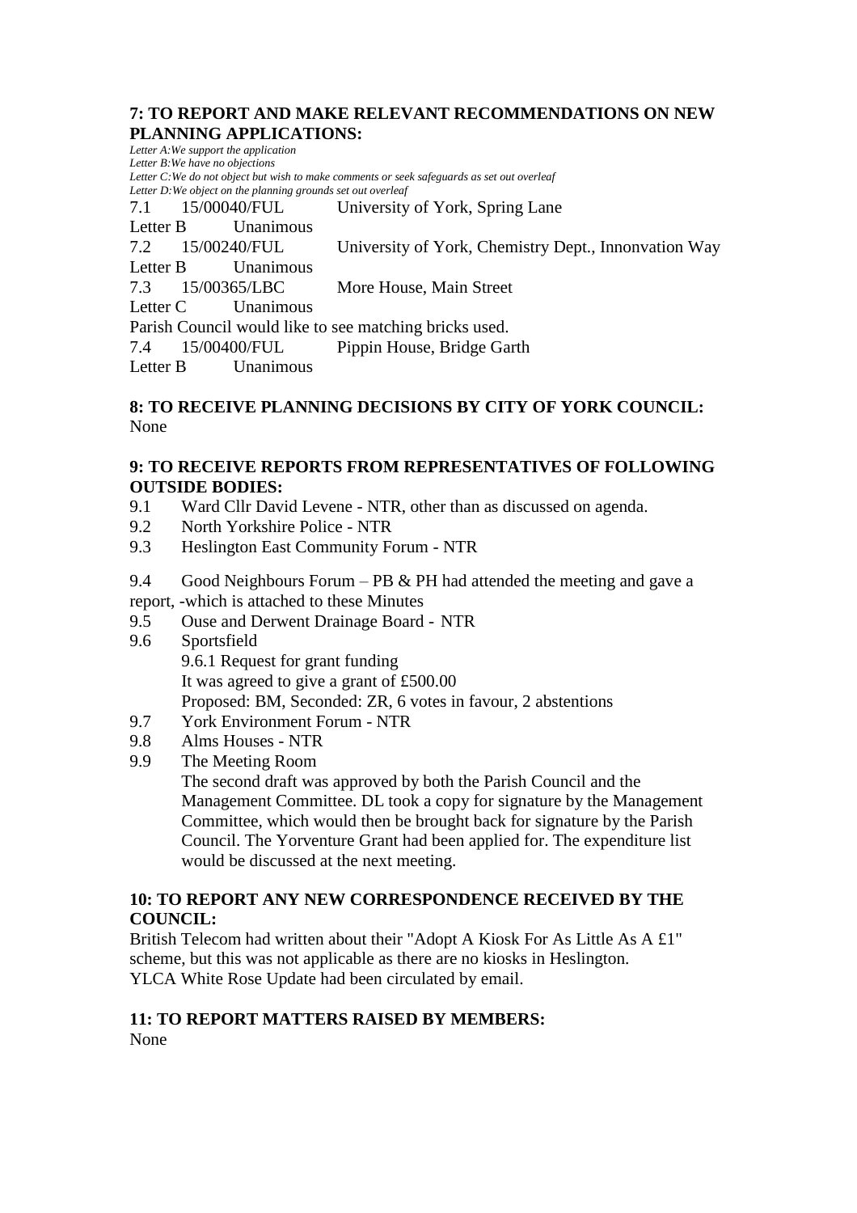## 7: TO REPORT AND MAKE RELEVANT RECOMMENDATIONS ON NEW PLANNING APPLICATIONS:

*Letter A:We support the application*
*Letter B:We have no objections*
*Letter C:We do not object but wish to make comments or seek safeguards as set out overleaf*
*Letter D:We object on the planning grounds set out overleaf*

7.1 15/00040/FUL University of York, Spring Lane
Letter B Unanimous

7.2 15/00240/FUL University of York, Chemistry Dept., Innonvation Way
Letter B Unanimous

7.3 15/00365/LBC More House, Main Street
Letter C Unanimous
Parish Council would like to see matching bricks used.

7.4 15/00400/FUL Pippin House, Bridge Garth
Letter B Unanimous

## 8: TO RECEIVE PLANNING DECISIONS BY CITY OF YORK COUNCIL:

None

## 9: TO RECEIVE REPORTS FROM REPRESENTATIVES OF FOLLOWING OUTSIDE BODIES:

9.1 Ward Cllr David Levene - NTR, other than as discussed on agenda.
9.2 North Yorkshire Police - NTR
9.3 Heslington East Community Forum - NTR

9.4 Good Neighbours Forum – PB & PH had attended the meeting and gave a report, -which is attached to these Minutes
9.5 Ouse and Derwent Drainage Board - NTR
9.6 Sportsfield
 9.6.1 Request for grant funding
 It was agreed to give a grant of £500.00
 Proposed: BM, Seconded: ZR, 6 votes in favour, 2 abstentions
9.7 York Environment Forum - NTR
9.8 Alms Houses - NTR
9.9 The Meeting Room
 The second draft was approved by both the Parish Council and the Management Committee. DL took a copy for signature by the Management Committee, which would then be brought back for signature by the Parish Council. The Yorventure Grant had been applied for. The expenditure list would be discussed at the next meeting.

## 10: TO REPORT ANY NEW CORRESPONDENCE RECEIVED BY THE COUNCIL:

British Telecom had written about their "Adopt A Kiosk For As Little As A £1" scheme, but this was not applicable as there are no kiosks in Heslington.
YLCA White Rose Update had been circulated by email.

## 11: TO REPORT MATTERS RAISED BY MEMBERS:

None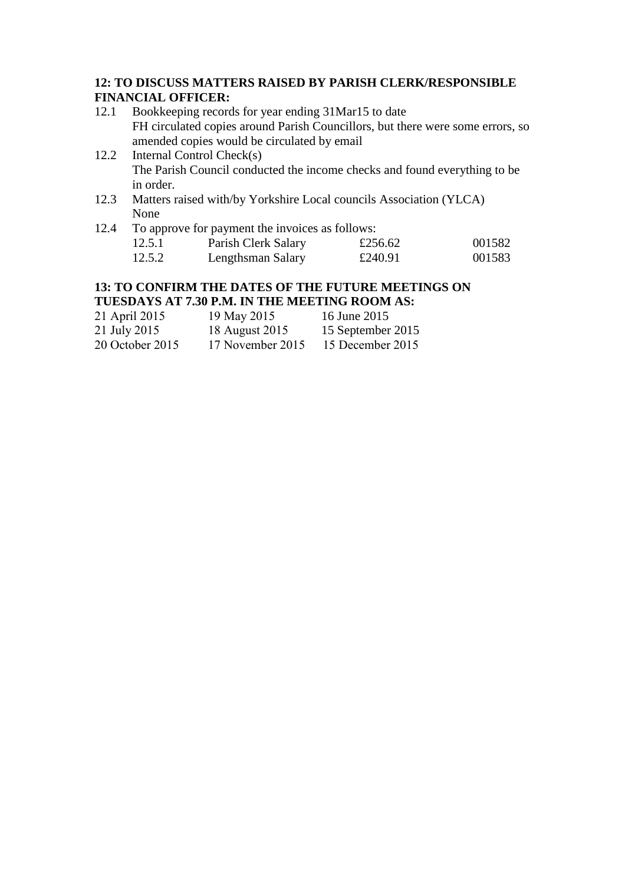**12: TO DISCUSS MATTERS RAISED BY PARISH CLERK/RESPONSIBLE FINANCIAL OFFICER:**

12.1 Bookkeeping records for year ending 31Mar15 to date
FH circulated copies around Parish Councillors, but there were some errors, so amended copies would be circulated by email

12.2 Internal Control Check(s)
The Parish Council conducted the income checks and found everything to be in order.

12.3 Matters raised with/by Yorkshire Local councils Association (YLCA)
None

12.4 To approve for payment the invoices as follows:

| | | | |
|---|---|---|---|
| 12.5.1 | Parish Clerk Salary | £256.62 | 001582 |
| 12.5.2 | Lengthsman Salary | £240.91 | 001583 |

**13: TO CONFIRM THE DATES OF THE FUTURE MEETINGS ON TUESDAYS AT 7.30 P.M. IN THE MEETING ROOM AS:**

| | | |
|---|---|---|
| 21 April 2015 | 19 May 2015 | 16 June 2015 |
| 21 July 2015 | 18 August 2015 | 15 September 2015 |
| 20 October 2015 | 17 November 2015 | 15 December 2015 |